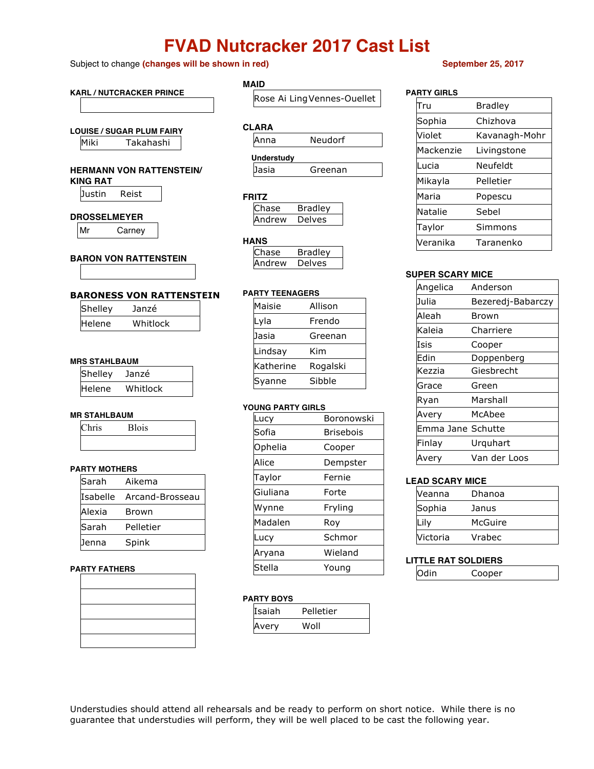# FVAD Nutcracker 2017 Cast List

Subject to change **(changes will be shown in red)**

**September 25, 2017**

### KARL / NUTCRACKER PRINCE

| |
|---|
| |

### LOUISE / SUGAR PLUM FAIRY

| | |
|---|---|
| Miki | Takahashi |

### HERMANN VON RATTENSTEIN/ KING RAT

| | |
|---|---|
| Justin | Reist |

### DROSSELMEYER

| | |
|---|---|
| Mr | Carney |

### BARON VON RATTENSTEIN

| |
|---|
| |

### BARONESS VON RATTENSTEIN

| | |
|---|---|
| Shelley | Janzé |
| Helene | Whitlock |

### MRS STAHLBAUM

| | |
|---|---|
| Shelley | Janzé |
| Helene | Whitlock |

### MR STAHLBAUM

| | |
|---|---|
| Chris | Blois |
| | |

### PARTY MOTHERS

| | |
|---|---|
| Sarah | Aikema |
| Isabelle | Arcand-Brosseau |
| Alexia | Brown |
| Sarah | Pelletier |
| Jenna | Spink |

### PARTY FATHERS

| |
|---|
| |
| |
| |
| |
| |

### MAID

| | |
|---|---|
| Rose Ai Ling | Vennes-Ouellet |

### CLARA

| | |
|---|---|
| Anna | Neudorf |

**Understudy**

| | |
|---|---|
| Jasia | Greenan |

### FRITZ

| | |
|---|---|
| Chase | Bradley |
| Andrew | Delves |

### HANS

| | |
|---|---|
| Chase | Bradley |
| Andrew | Delves |

### PARTY TEENAGERS

| | |
|---|---|
| Maisie | Allison |
| Lyla | Frendo |
| Jasia | Greenan |
| Lindsay | Kim |
| Katherine | Rogalski |
| Syanne | Sibble |

### YOUNG PARTY GIRLS

| | |
|---|---|
| Lucy | Boronowski |
| Sofia | Brisebois |
| Ophelia | Cooper |
| Alice | Dempster |
| Taylor | Fernie |
| Giuliana | Forte |
| Wynne | Fryling |
| Madalen | Roy |
| Lucy | Schmor |
| Aryana | Wieland |
| Stella | Young |

### PARTY BOYS

| | |
|---|---|
| Isaiah | Pelletier |
| Avery | Woll |

### PARTY GIRLS

| | |
|---|---|
| Tru | Bradley |
| Sophia | Chizhova |
| Violet | Kavanagh-Mohr |
| Mackenzie | Livingstone |
| Lucia | Neufeldt |
| Mikayla | Pelletier |
| Maria | Popescu |
| Natalie | Sebel |
| Taylor | Simmons |
| Veranika | Taranenko |

### SUPER SCARY MICE

| | |
|---|---|
| Angelica | Anderson |
| Julia | Bezeredj-Babarczy |
| Aleah | Brown |
| Kaleia | Charriere |
| Isis | Cooper |
| Edin | Doppenberg |
| Kezzia | Giesbrecht |
| Grace | Green |
| Ryan | Marshall |
| Avery | McAbee |
| Emma Jane | Schutte |
| Finlay | Urquhart |
| Avery | Van der Loos |

### LEAD SCARY MICE

| | |
|---|---|
| Veanna | Dhanoa |
| Sophia | Janus |
| Lily | McGuire |
| Victoria | Vrabec |

### LITTLE RAT SOLDIERS

| | |
|---|---|
| Odin | Cooper |

Understudies should attend all rehearsals and be ready to perform on short notice. While there is no guarantee that understudies will perform, they will be well placed to be cast the following year.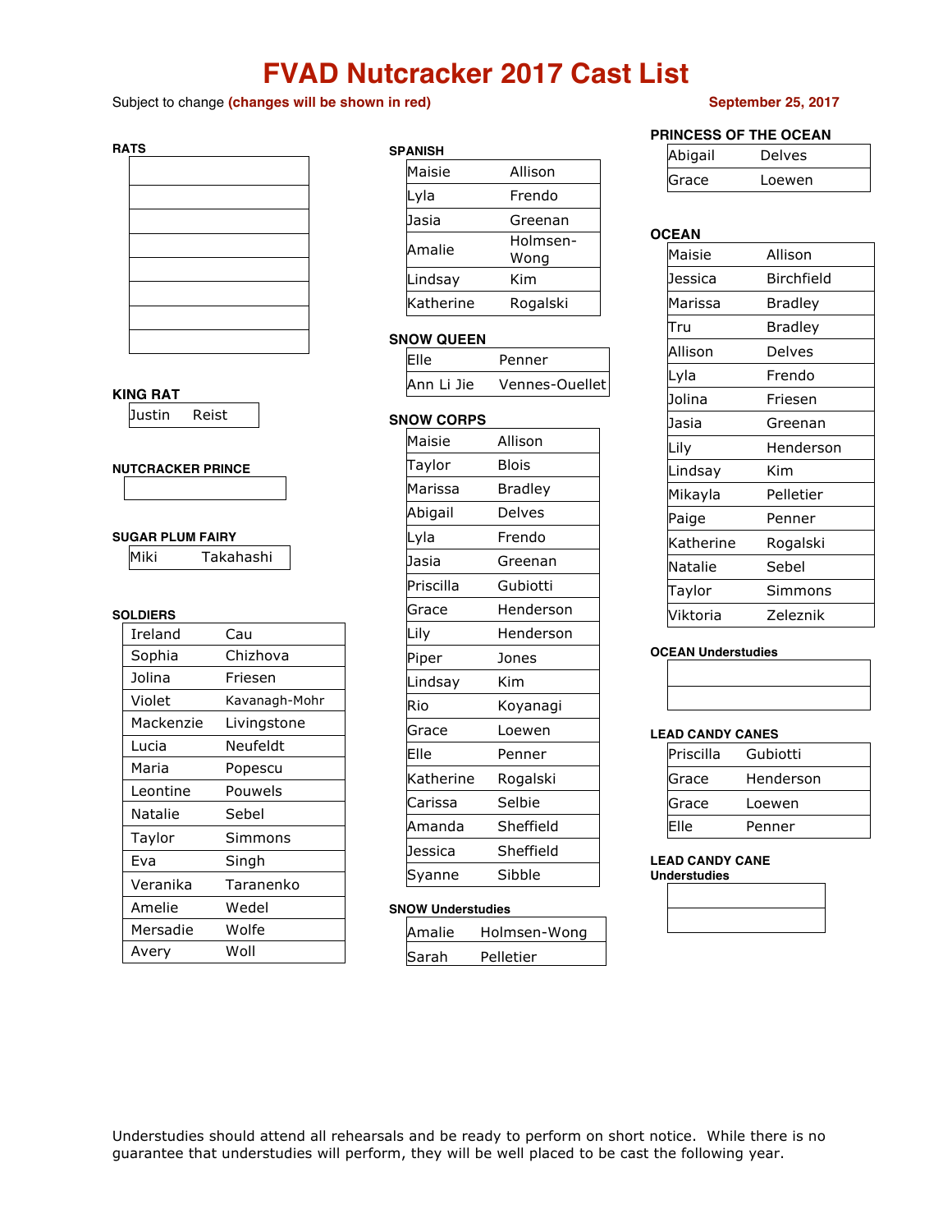# FVAD Nutcracker 2017 Cast List

Subject to change **(changes will be shown in red)**

**September 25, 2017**

### RATS

| | |
|---|---|
| | |
| | |
| | |
| | |
| | |
| | |
| | |
| | |

### KING RAT

| | |
|---|---|
| Justin | Reist |

### NUTCRACKER PRINCE

| | |
|---|---|
| | |

### SUGAR PLUM FAIRY

| | |
|---|---|
| Miki | Takahashi |

### SOLDIERS

| | |
|---|---|
| Ireland | Cau |
| Sophia | Chizhova |
| Jolina | Friesen |
| Violet | Kavanagh-Mohr |
| Mackenzie | Livingstone |
| Lucia | Neufeldt |
| Maria | Popescu |
| Leontine | Pouwels |
| Natalie | Sebel |
| Taylor | Simmons |
| Eva | Singh |
| Veranika | Taranenko |
| Amelie | Wedel |
| Mersadie | Wolfe |
| Avery | Woll |

### SPANISH

| | |
|---|---|
| Maisie | Allison |
| Lyla | Frendo |
| Jasia | Greenan |
| Amalie | Holmsen-Wong |
| Lindsay | Kim |
| Katherine | Rogalski |

### SNOW QUEEN

| | |
|---|---|
| Elle | Penner |
| Ann Li Jie | Vennes-Ouellet |

### SNOW CORPS

| | |
|---|---|
| Maisie | Allison |
| Taylor | Blois |
| Marissa | Bradley |
| Abigail | Delves |
| Lyla | Frendo |
| Jasia | Greenan |
| Priscilla | Gubiotti |
| Grace | Henderson |
| Lily | Henderson |
| Piper | Jones |
| Lindsay | Kim |
| Rio | Koyanagi |
| Grace | Loewen |
| Elle | Penner |
| Katherine | Rogalski |
| Carissa | Selbie |
| Amanda | Sheffield |
| Jessica | Sheffield |
| Syanne | Sibble |

### SNOW Understudies

| | |
|---|---|
| Amalie | Holmsen-Wong |
| Sarah | Pelletier |

### PRINCESS OF THE OCEAN

| | |
|---|---|
| Abigail | Delves |
| Grace | Loewen |

### OCEAN

| | |
|---|---|
| Maisie | Allison |
| Jessica | Birchfield |
| Marissa | Bradley |
| Tru | Bradley |
| Allison | Delves |
| Lyla | Frendo |
| Jolina | Friesen |
| Jasia | Greenan |
| Lily | Henderson |
| Lindsay | Kim |
| Mikayla | Pelletier |
| Paige | Penner |
| Katherine | Rogalski |
| Natalie | Sebel |
| Taylor | Simmons |
| Viktoria | Zeleznik |

### OCEAN Understudies

| | |
|---|---|
| | |
| | |

### LEAD CANDY CANES

| | |
|---|---|
| Priscilla | Gubiotti |
| Grace | Henderson |
| Grace | Loewen |
| Elle | Penner |

### LEAD CANDY CANE Understudies

| | |
|---|---|
| | |
| | |

Understudies should attend all rehearsals and be ready to perform on short notice. While there is no guarantee that understudies will perform, they will be well placed to be cast the following year.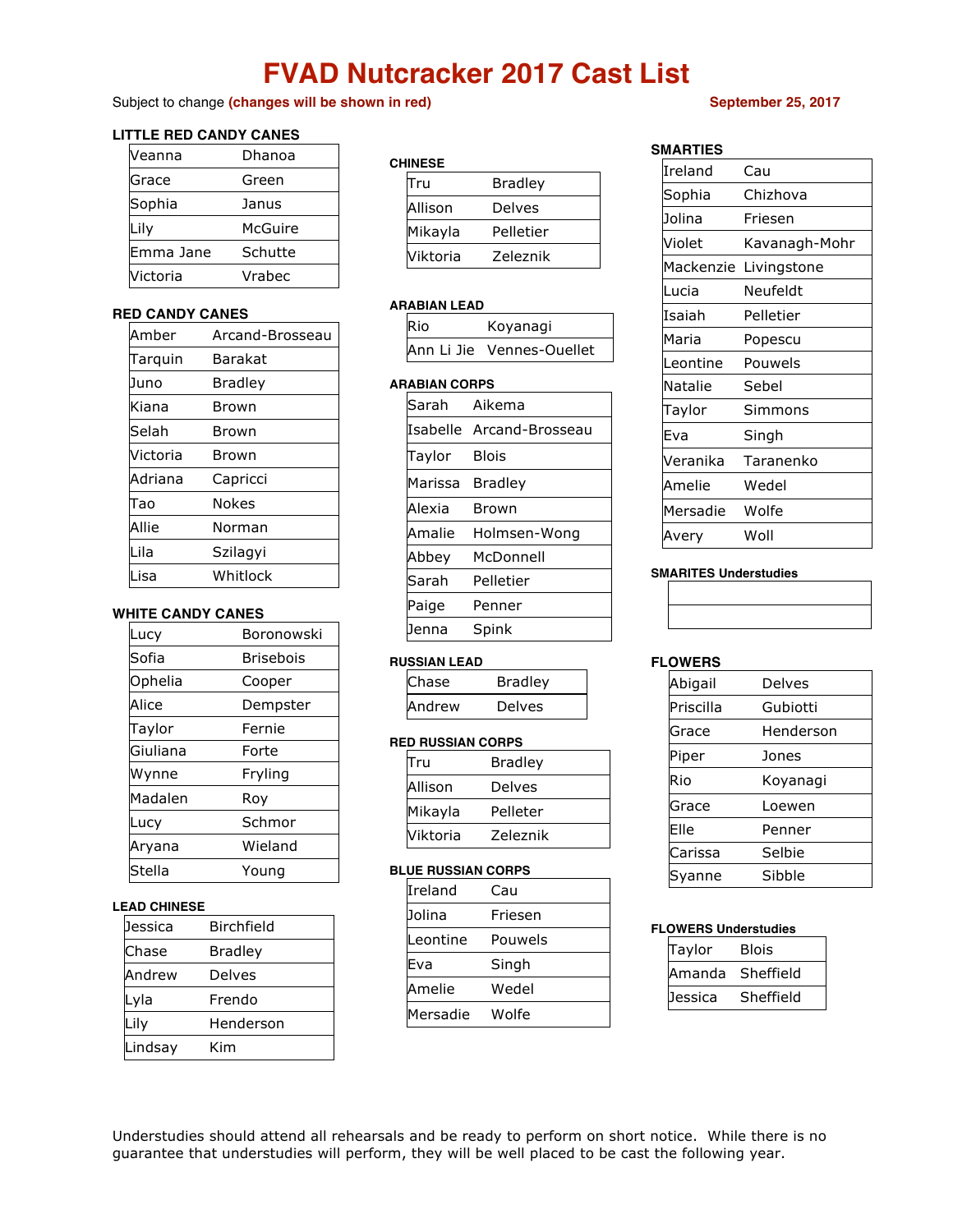// FVAD Nutcracker 2017 Cast List

# FVAD Nutcracker 2017 Cast List

Subject to change **(changes will be shown in red)**

**September 25, 2017**

### LITTLE RED CANDY CANES

| | |
|---|---|
| Veanna | Dhanoa |
| Grace | Green |
| Sophia | Janus |
| Lily | McGuire |
| Emma Jane | Schutte |
| Victoria | Vrabec |

### RED CANDY CANES

| | |
|---|---|
| Amber | Arcand-Brosseau |
| Tarquin | Barakat |
| Juno | Bradley |
| Kiana | Brown |
| Selah | Brown |
| Victoria | Brown |
| Adriana | Capricci |
| Tao | Nokes |
| Allie | Norman |
| Lila | Szilagyi |
| Lisa | Whitlock |

### WHITE CANDY CANES

| | |
|---|---|
| Lucy | Boronowski |
| Sofia | Brisebois |
| Ophelia | Cooper |
| Alice | Dempster |
| Taylor | Fernie |
| Giuliana | Forte |
| Wynne | Fryling |
| Madalen | Roy |
| Lucy | Schmor |
| Aryana | Wieland |
| Stella | Young |

### LEAD CHINESE

| | |
|---|---|
| Jessica | Birchfield |
| Chase | Bradley |
| Andrew | Delves |
| Lyla | Frendo |
| Lily | Henderson |
| Lindsay | Kim |

### CHINESE

| | |
|---|---|
| Tru | Bradley |
| Allison | Delves |
| Mikayla | Pelletier |
| Viktoria | Zeleznik |

### ARABIAN LEAD

| | |
|---|---|
| Rio | Koyanagi |
| Ann Li Jie | Vennes-Ouellet |

### ARABIAN CORPS

| | |
|---|---|
| Sarah | Aikema |
| Isabelle | Arcand-Brosseau |
| Taylor | Blois |
| Marissa | Bradley |
| Alexia | Brown |
| Amalie | Holmsen-Wong |
| Abbey | McDonnell |
| Sarah | Pelletier |
| Paige | Penner |
| Jenna | Spink |

### RUSSIAN LEAD

| | |
|---|---|
| Chase | Bradley |
| Andrew | Delves |

### RED RUSSIAN CORPS

| | |
|---|---|
| Tru | Bradley |
| Allison | Delves |
| Mikayla | Pelleter |
| Viktoria | Zeleznik |

### BLUE RUSSIAN CORPS

| | |
|---|---|
| Ireland | Cau |
| Jolina | Friesen |
| Leontine | Pouwels |
| Eva | Singh |
| Amelie | Wedel |
| Mersadie | Wolfe |

### SMARTIES

| | |
|---|---|
| Ireland | Cau |
| Sophia | Chizhova |
| Jolina | Friesen |
| Violet | Kavanagh-Mohr |
| Mackenzie | Livingstone |
| Lucia | Neufeldt |
| Isaiah | Pelletier |
| Maria | Popescu |
| Leontine | Pouwels |
| Natalie | Sebel |
| Taylor | Simmons |
| Eva | Singh |
| Veranika | Taranenko |
| Amelie | Wedel |
| Mersadie | Wolfe |
| Avery | Woll |

### SMARITES Understudies

| |
|---|
| |
| |

### FLOWERS

| | |
|---|---|
| Abigail | Delves |
| Priscilla | Gubiotti |
| Grace | Henderson |
| Piper | Jones |
| Rio | Koyanagi |
| Grace | Loewen |
| Elle | Penner |
| Carissa | Selbie |
| Syanne | Sibble |

### FLOWERS Understudies

| | |
|---|---|
| Taylor | Blois |
| Amanda | Sheffield |
| Jessica | Sheffield |

Understudies should attend all rehearsals and be ready to perform on short notice. While there is no guarantee that understudies will perform, they will be well placed to be cast the following year.